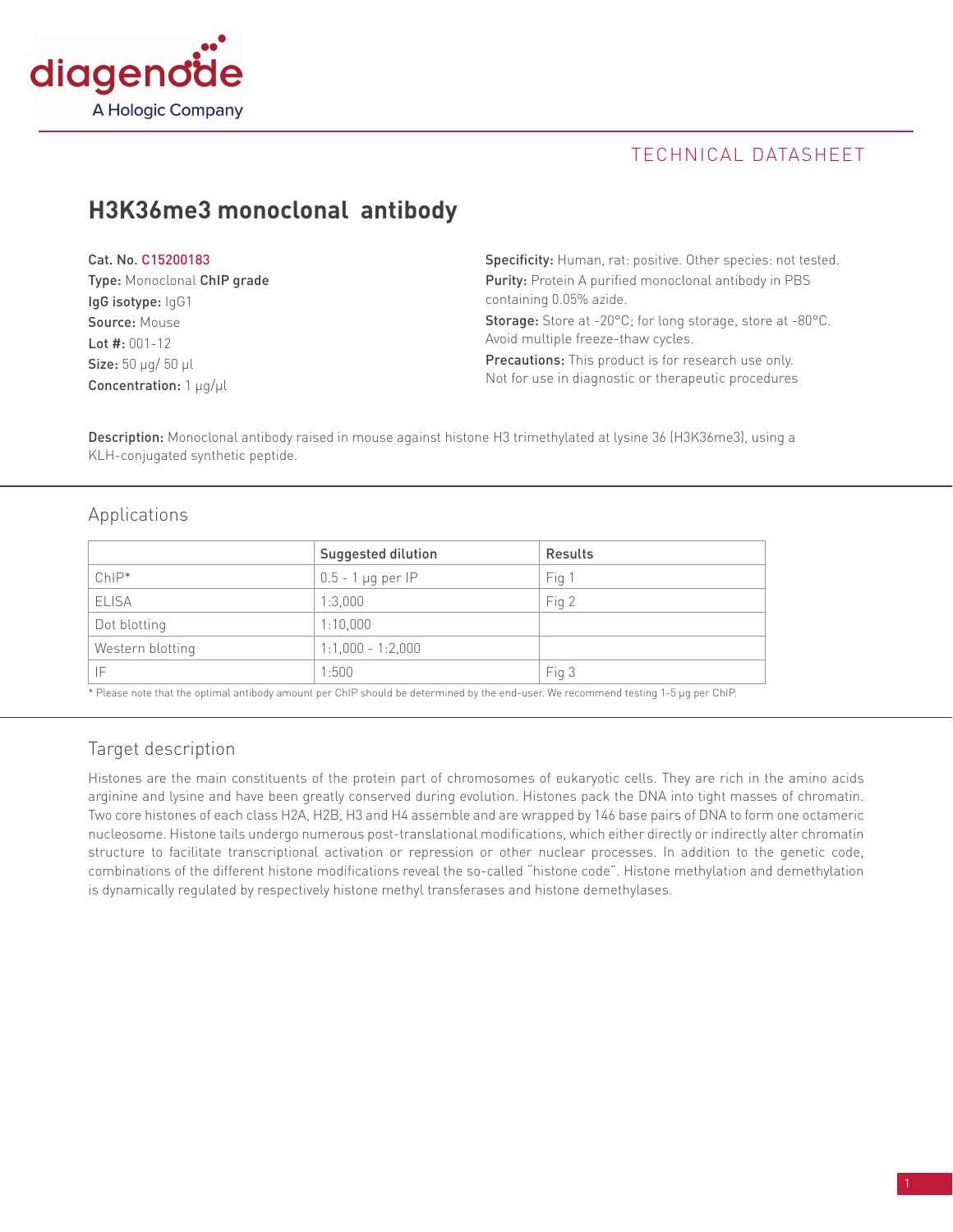diagenode

A Hologic Company

TECHNICAL DATASHEET

# H3K36me3 monoclonal antibody

**Cat. No.** C15200183
**Type:** Monoclonal **ChIP grade**
**IgG isotype:** IgG1
**Source:** Mouse
**Lot #:** 001-12
**Size:** 50 µg/ 50 µl
**Concentration:** 1 µg/µl

**Specificity:** Human, rat: positive. Other species: not tested.
**Purity:** Protein A purified monoclonal antibody in PBS containing 0.05% azide.
**Storage:** Store at -20°C; for long storage, store at -80°C. Avoid multiple freeze-thaw cycles.
**Precautions:** This product is for research use only. Not for use in diagnostic or therapeutic procedures

**Description:** Monoclonal antibody raised in mouse against histone H3 trimethylated at lysine 36 (H3K36me3), using a KLH-conjugated synthetic peptide.

## Applications

| | Suggested dilution | Results |
|---|---|---|
| ChIP* | 0.5 - 1 µg per IP | Fig 1 |
| ELISA | 1:3,000 | Fig 2 |
| Dot blotting | 1:10,000 | |
| Western blotting | 1:1,000 - 1:2,000 | |
| IF | 1:500 | Fig 3 |

* Please note that the optimal antibody amount per ChIP should be determined by the end-user. We recommend testing 1-5 µg per ChIP.

## Target description

Histones are the main constituents of the protein part of chromosomes of eukaryotic cells. They are rich in the amino acids arginine and lysine and have been greatly conserved during evolution. Histones pack the DNA into tight masses of chromatin. Two core histones of each class H2A, H2B, H3 and H4 assemble and are wrapped by 146 base pairs of DNA to form one octameric nucleosome. Histone tails undergo numerous post-translational modifications, which either directly or indirectly alter chromatin structure to facilitate transcriptional activation or repression or other nuclear processes. In addition to the genetic code, combinations of the different histone modifications reveal the so-called "histone code". Histone methylation and demethylation is dynamically regulated by respectively histone methyl transferases and histone demethylases.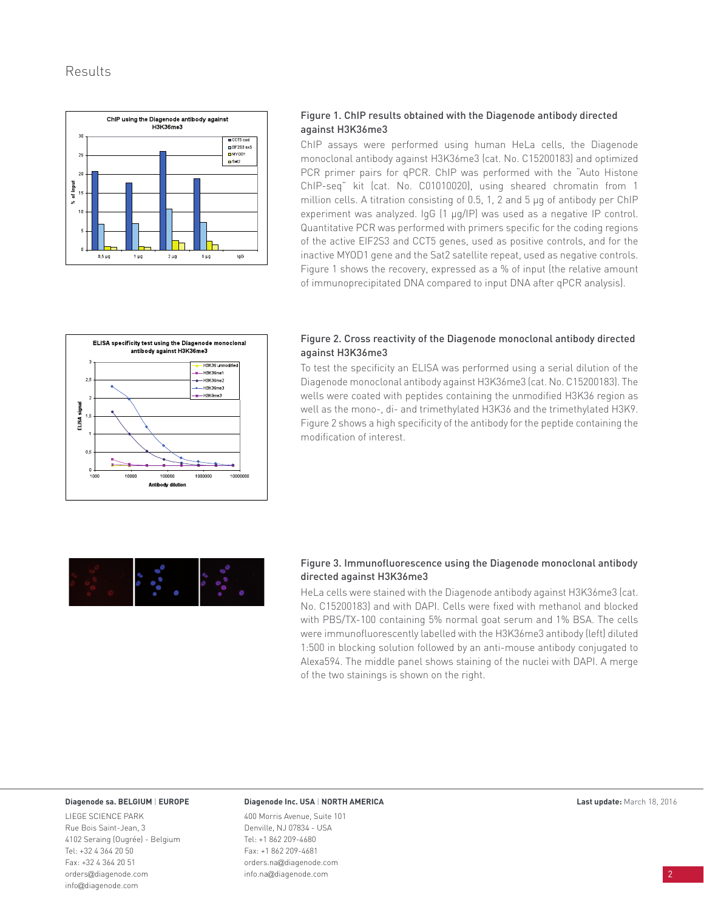## Results

ChIP using the Diagenode antibody against H3K36me3

% of input

30
25
20
15
10
5
0

0,5 µg
1 µg
2 µg
5 µg
IgG

CCT5 cod
EIF2S3 ex5
MYOD1
Sat2

### Figure 1. ChIP results obtained with the Diagenode antibody directed against H3K36me3

ChIP assays were performed using human HeLa cells, the Diagenode monoclonal antibody against H3K36me3 (cat. No. C15200183) and optimized PCR primer pairs for qPCR. ChIP was performed with the "Auto Histone ChIP-seq" kit (cat. No. C01010020), using sheared chromatin from 1 million cells. A titration consisting of 0.5, 1, 2 and 5 µg of antibody per ChIP experiment was analyzed. IgG (1 µg/IP) was used as a negative IP control. Quantitative PCR was performed with primers specific for the coding regions of the active EIF2S3 and CCT5 genes, used as positive controls, and for the inactive MYOD1 gene and the Sat2 satellite repeat, used as negative controls. Figure 1 shows the recovery, expressed as a % of input (the relative amount of immunoprecipitated DNA compared to input DNA after qPCR analysis).

ELISA specificity test using the Diagenode monoclonal antibody against H3K36me3

ELISA signal

3
2,5
2
1,5
1
0,5
0

1000
10000
100000
1000000
10000000

Antibody dilution

H3K36 unmodified
H3K36me1
H3K36me2
H3K36me3
H3K9me3

### Figure 2. Cross reactivity of the Diagenode monoclonal antibody directed against H3K36me3

To test the specificity an ELISA was performed using a serial dilution of the Diagenode monoclonal antibody against H3K36me3 (cat. No. C15200183). The wells were coated with peptides containing the unmodified H3K36 region as well as the mono-, di- and trimethylated H3K36 and the trimethylated H3K9. Figure 2 shows a high specificity of the antibody for the peptide containing the modification of interest.

### Figure 3. Immunofluorescence using the Diagenode monoclonal antibody directed against H3K36me3

HeLa cells were stained with the Diagenode antibody against H3K36me3 (cat. No. C15200183) and with DAPI. Cells were fixed with methanol and blocked with PBS/TX-100 containing 5% normal goat serum and 1% BSA. The cells were immunofluorescently labelled with the H3K36me3 antibody (left) diluted 1:500 in blocking solution followed by an anti-mouse antibody conjugated to Alexa594. The middle panel shows staining of the nuclei with DAPI. A merge of the two stainings is shown on the right.

**Diagenode sa. BELGIUM | EUROPE**
LIEGE SCIENCE PARK
Rue Bois Saint-Jean, 3
4102 Seraing (Ougrée) - Belgium
Tel: +32 4 364 20 50
Fax: +32 4 364 20 51
orders@diagenode.com
info@diagenode.com

**Diagenode Inc. USA | NORTH AMERICA**
400 Morris Avenue, Suite 101
Denville, NJ 07834 - USA
Tel: +1 862 209-4680
Fax: +1 862 209-4681
orders.na@diagenode.com
info.na@diagenode.com

**Last update:** March 18, 2016